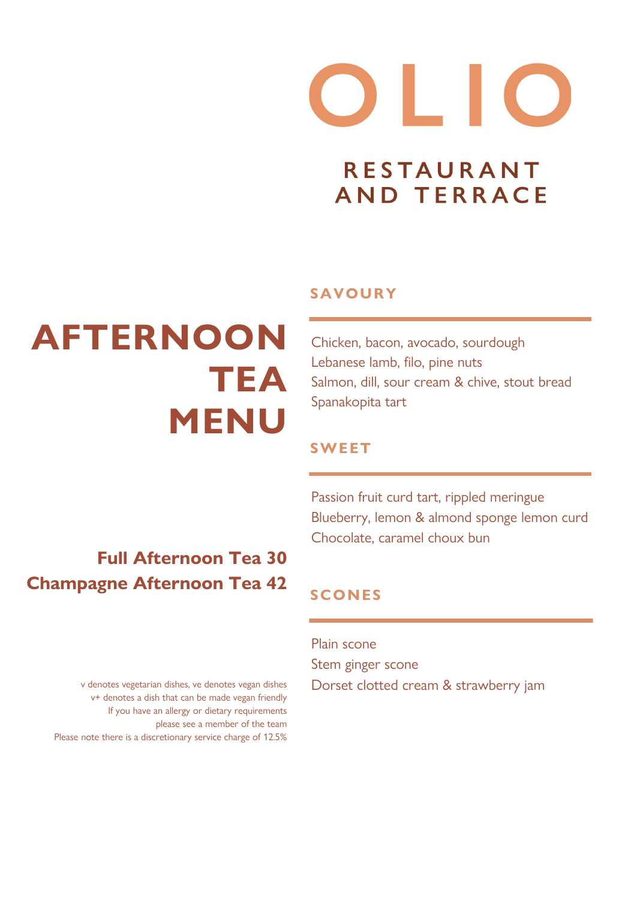# OLIO

## RESTAURANT AND TERRACE

# AFTERNOON TEA MENU

**Full Afternoon Tea 30**
**Champagne Afternoon Tea 42**

### SAVOURY

Chicken, bacon, avocado, sourdough
Lebanese lamb, filo, pine nuts
Salmon, dill, sour cream & chive, stout bread
Spanakopita tart

### SWEET

Passion fruit curd tart, rippled meringue
Blueberry, lemon & almond sponge lemon curd
Chocolate, caramel choux bun

### SCONES

Plain scone
Stem ginger scone
Dorset clotted cream & strawberry jam

v denotes vegetarian dishes, ve denotes vegan dishes
v+ denotes a dish that can be made vegan friendly
If you have an allergy or dietary requirements
please see a member of the team
Please note there is a discretionary service charge of 12.5%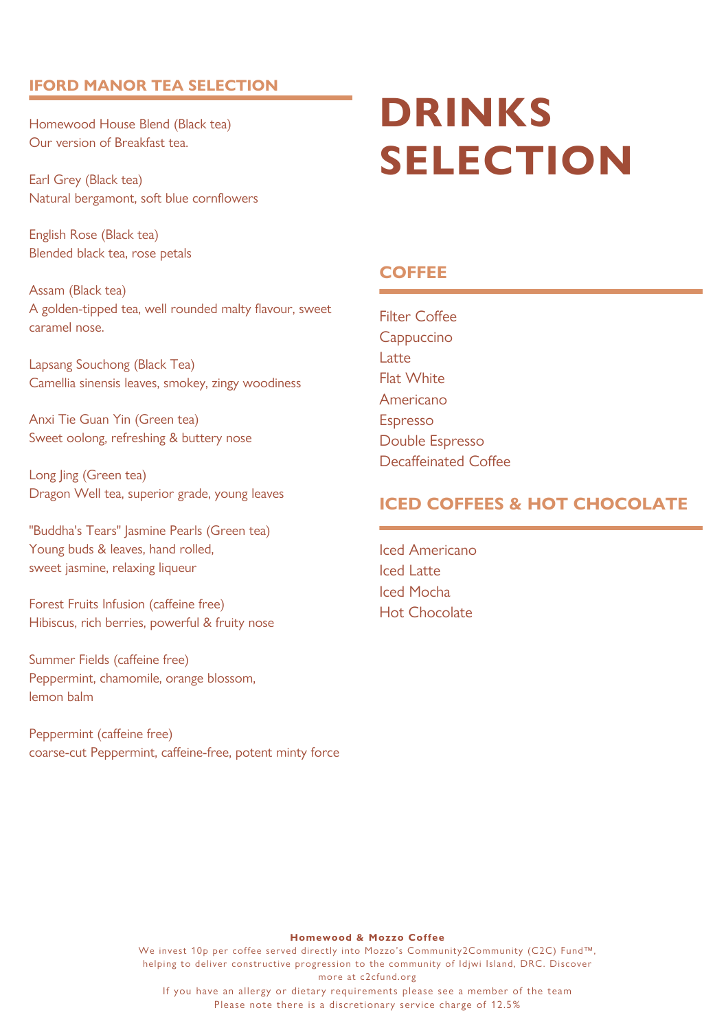# DRINKS SELECTION

## IFORD MANOR TEA SELECTION

Homewood House Blend (Black tea)
Our version of Breakfast tea.

Earl Grey (Black tea)
Natural bergamont, soft blue cornflowers

English Rose (Black tea)
Blended black tea, rose petals

Assam (Black tea)
A golden-tipped tea, well rounded malty flavour, sweet caramel nose.

Lapsang Souchong (Black Tea)
Camellia sinensis leaves, smokey, zingy woodiness

Anxi Tie Guan Yin (Green tea)
Sweet oolong, refreshing & buttery nose

Long Jing (Green tea)
Dragon Well tea, superior grade, young leaves

"Buddha's Tears" Jasmine Pearls (Green tea)
Young buds & leaves, hand rolled,
sweet jasmine, relaxing liqueur

Forest Fruits Infusion (caffeine free)
Hibiscus, rich berries, powerful & fruity nose

Summer Fields (caffeine free)
Peppermint, chamomile, orange blossom,
lemon balm

Peppermint (caffeine free)
coarse-cut Peppermint, caffeine-free, potent minty force

## COFFEE

Filter Coffee
Cappuccino
Latte
Flat White
Americano
Espresso
Double Espresso
Decaffeinated Coffee

## ICED COFFEES & HOT CHOCOLATE

Iced Americano
Iced Latte
Iced Mocha
Hot Chocolate

**Homewood & Mozzo Coffee**
We invest 10p per coffee served directly into Mozzo's Community2Community (C2C) Fund™, helping to deliver constructive progression to the community of Idjwi Island, DRC. Discover more at c2cfund.org
If you have an allergy or dietary requirements please see a member of the team
Please note there is a discretionary service charge of 12.5%